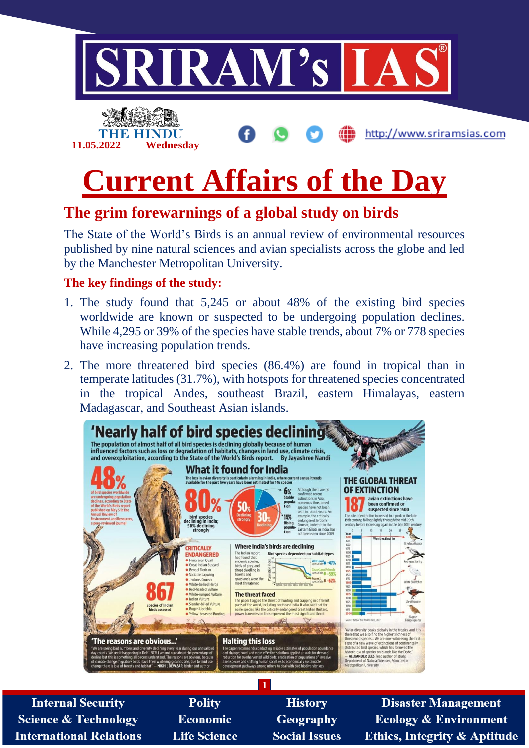# Current Affairs of the Day

## The grim forewarnings of a global study on birds

The State of the World's Birds is an annual review of environmental resources published by nine natural sciences and avian specialists across the globe and led by the Manchester Metropolitan University.

### The key findings of the study:

1. The study found that 5,245 or about 48% of the existing bird species worldwide are known or suspected to be undergoing population declines. While 4,295 or 39% of the species have stable trends, about 7% or 778 species have increasing population trends.
2. The more threatened bird species (86.4%) are found in tropical than in temperate latitudes (31.7%), with hotspots for threatened species concentrated in the tropical Andes, southeast Brazil, eastern Himalayas, eastern Madagascar, and Southeast Asian islands.

## 'Nearly half of bird species declining'

The population of almost half of all bird species is declining globally because of human influenced factors such as loss or degradation of habitats, changes in land use, climate crisis, and overexploitation, according to the State of the World's Birds report. By Jayashree Nandi

**48%** of bird species worldwide are undergoing population declines, according to State of the World's Birds report published on May 5 in the Annual Review of Environment and Resources, a peer-reviewed journal

### What it found for India

The loss in avian diversity is particularly alarming in India, where current annual trends available for the past five years have been estimated for 146 species

**80%** bird species declining in India; 50% declining strongly

- 50% Declining strongly
- 30% Declining
- 14% Rising population
- 6% Stable population

Although there are no confirmed recent extinctions in Asia, numerous threatened species have not been seen in recent years. For example, the critically endangered Jerdon's Courser, endemic to the Eastern Ghats in India, has not been seen since 2009

**CRITICALLY ENDANGERED**

- Himalayan Quail
- Great Indian Bustard
- Bengal Florican
- Sociable Lapwing
- Jerdon's Courser
- White-bellied Heron
- Red-headed Vulture
- White-rumped Vulture
- Indian Vulture
- Slender-billed Vulture
- Bugun Liocichla
- Yellow-breasted Bunting

**867** species of Indian birds assessed

### Where India's birds are declining

The Indian report had found that endemic species, birds of prey and those dwelling in forests and grasslands were the most threatened

Bird species dependent on habitat types: Wetland specialists -47%; Grassland/shrub specialists -59%; Forest specialists -62%

### The threat faced

The paper flagged the threat of hunting and trapping in different parts of the world, including northeast India. It also said that for some species, like the critically endangered Great Indian Bustard, power transmission lines represent the most significant threat

### THE GLOBAL THREAT OF EXTINCTION

**187** avian extinctions have been confirmed or suspected since 1500

The rate of extinction increased to a peak in the late 19th century, falling slightly through the mid-20th century, before increasing again in the late 20th century

Source: State of the World's Birds, 2022

"Avian diversity peaks globally in the tropics, and it is there that we also find the highest richness of threatened species... We are now witnessing the first signs of a new wave of extinctions of continentally distributed bird species, which has followed the historic loss of species on islands like the Dodo." — ALEXANDER LEES, lead author of study, Department of Natural Sciences, Manchester Metropolitan University

### 'The reasons are obvious...'

"We are seeing bird numbers and diversity declining every year during our annual bird day counts. We see it happening in Delhi-NCR. I am not sure about the percentage of decline but this is something all birders understand. The reasons are obvious, because of climate change migratory birds leave their wintering grounds late, due to land use change there is loss of forests and habitat" — NIKHIL DEVASAR, birder and author

### Halting this loss

The paper recommends conducting reliable estimates of population abundance and change; novel and more effective solutions applied at scale for demand reduction for overharvested wild birds, eradication of populations of invasive alien species and shifting human societies to economically sustainable development pathways among others to deal with bird biodiversity loss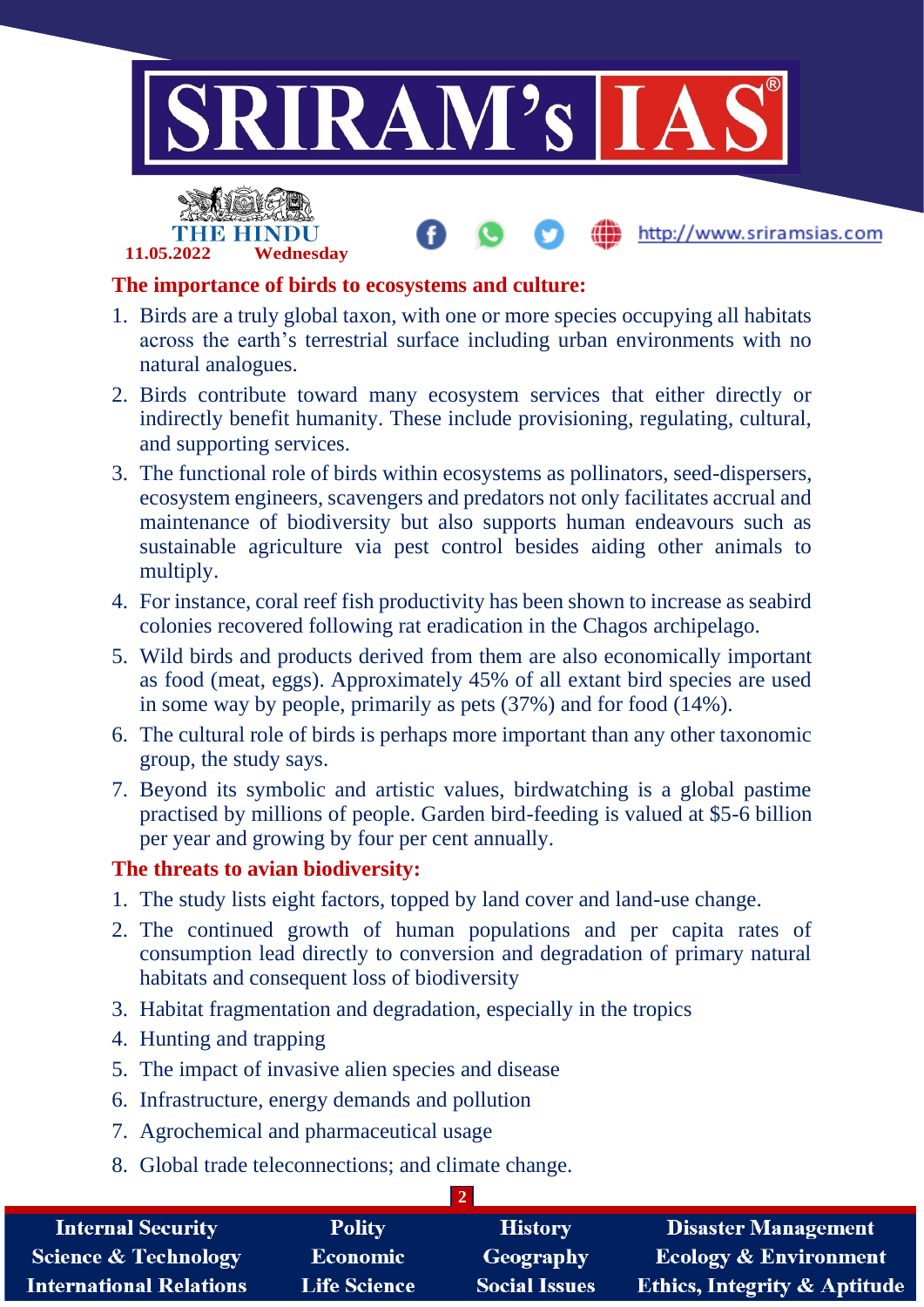## The importance of birds to ecosystems and culture:

1. Birds are a truly global taxon, with one or more species occupying all habitats across the earth's terrestrial surface including urban environments with no natural analogues.
2. Birds contribute toward many ecosystem services that either directly or indirectly benefit humanity. These include provisioning, regulating, cultural, and supporting services.
3. The functional role of birds within ecosystems as pollinators, seed-dispersers, ecosystem engineers, scavengers and predators not only facilitates accrual and maintenance of biodiversity but also supports human endeavours such as sustainable agriculture via pest control besides aiding other animals to multiply.
4. For instance, coral reef fish productivity has been shown to increase as seabird colonies recovered following rat eradication in the Chagos archipelago.
5. Wild birds and products derived from them are also economically important as food (meat, eggs). Approximately 45% of all extant bird species are used in some way by people, primarily as pets (37%) and for food (14%).
6. The cultural role of birds is perhaps more important than any other taxonomic group, the study says.
7. Beyond its symbolic and artistic values, birdwatching is a global pastime practised by millions of people. Garden bird-feeding is valued at $5-6 billion per year and growing by four per cent annually.

## The threats to avian biodiversity:

1. The study lists eight factors, topped by land cover and land-use change.
2. The continued growth of human populations and per capita rates of consumption lead directly to conversion and degradation of primary natural habitats and consequent loss of biodiversity
3. Habitat fragmentation and degradation, especially in the tropics
4. Hunting and trapping
5. The impact of invasive alien species and disease
6. Infrastructure, energy demands and pollution
7. Agrochemical and pharmaceutical usage
8. Global trade teleconnections; and climate change.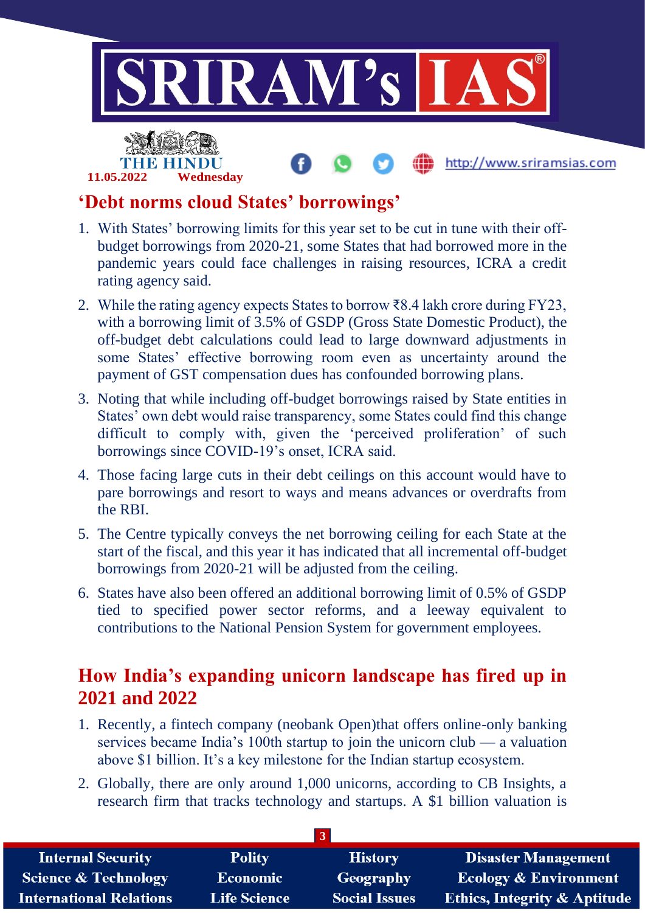## 'Debt norms cloud States' borrowings'

1. With States' borrowing limits for this year set to be cut in tune with their off-budget borrowings from 2020-21, some States that had borrowed more in the pandemic years could face challenges in raising resources, ICRA a credit rating agency said.
2. While the rating agency expects States to borrow ₹8.4 lakh crore during FY23, with a borrowing limit of 3.5% of GSDP (Gross State Domestic Product), the off-budget debt calculations could lead to large downward adjustments in some States' effective borrowing room even as uncertainty around the payment of GST compensation dues has confounded borrowing plans.
3. Noting that while including off-budget borrowings raised by State entities in States' own debt would raise transparency, some States could find this change difficult to comply with, given the 'perceived proliferation' of such borrowings since COVID-19's onset, ICRA said.
4. Those facing large cuts in their debt ceilings on this account would have to pare borrowings and resort to ways and means advances or overdrafts from the RBI.
5. The Centre typically conveys the net borrowing ceiling for each State at the start of the fiscal, and this year it has indicated that all incremental off-budget borrowings from 2020-21 will be adjusted from the ceiling.
6. States have also been offered an additional borrowing limit of 0.5% of GSDP tied to specified power sector reforms, and a leeway equivalent to contributions to the National Pension System for government employees.

## How India's expanding unicorn landscape has fired up in 2021 and 2022

1. Recently, a fintech company (neobank Open)that offers online-only banking services became India's 100th startup to join the unicorn club — a valuation above $1 billion. It's a key milestone for the Indian startup ecosystem.
2. Globally, there are only around 1,000 unicorns, according to CB Insights, a research firm that tracks technology and startups. A $1 billion valuation is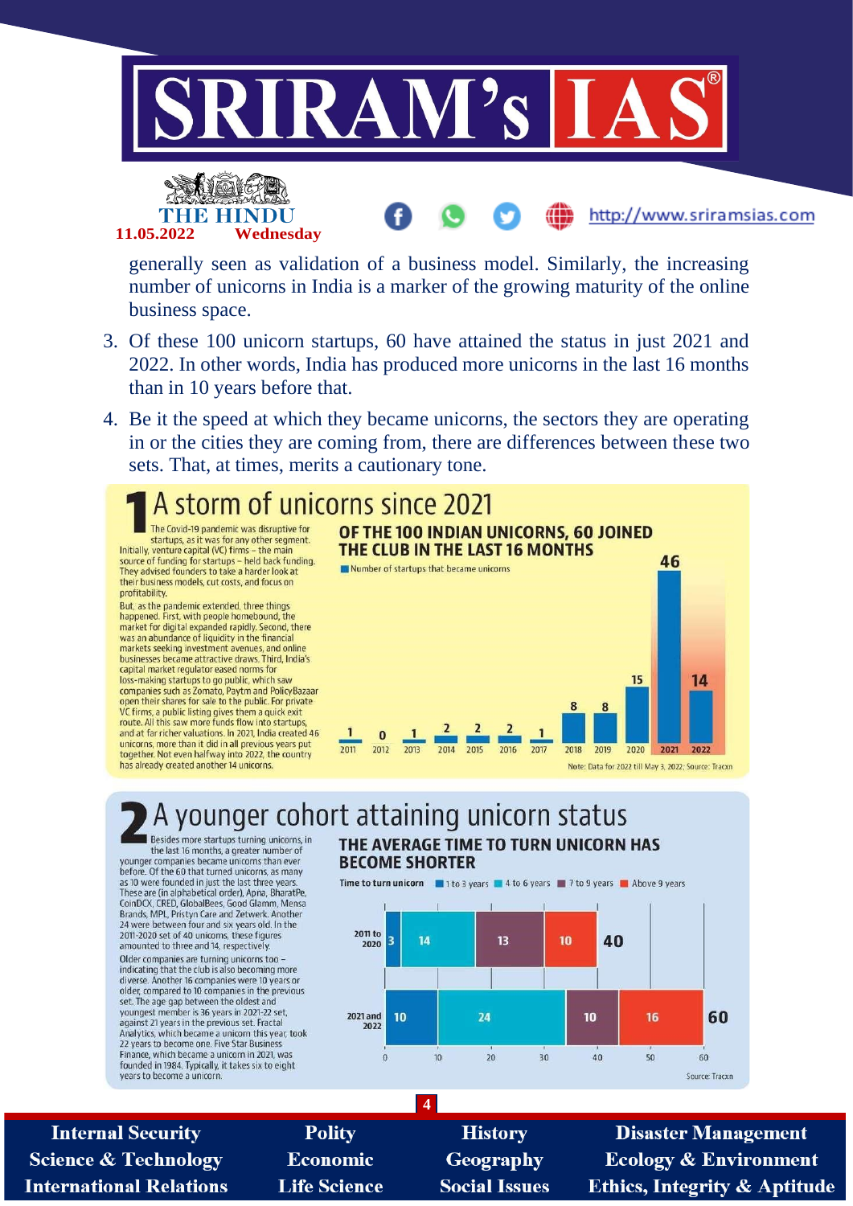generally seen as validation of a business model. Similarly, the increasing number of unicorns in India is a marker of the growing maturity of the online business space.

3. Of these 100 unicorn startups, 60 have attained the status in just 2021 and 2022. In other words, India has produced more unicorns in the last 16 months than in 10 years before that.

4. Be it the speed at which they became unicorns, the sectors they are operating in or the cities they are coming from, there are differences between these two sets. That, at times, merits a cautionary tone.

## 1 A storm of unicorns since 2021

The Covid-19 pandemic was disruptive for startups, as it was for any other segment. Initially, venture capital (VC) firms – the main source of funding for startups – held back funding. They advised founders to take a harder look at their business models, cut costs, and focus on profitability.

But, as the pandemic extended, three things happened. First, with people homebound, the market for digital expanded rapidly. Second, there was an abundance of liquidity in the financial markets seeking investment avenues, and online businesses became attractive draws. Third, India's capital market regulator eased norms for loss-making startups to go public, which saw companies such as Zomato, Paytm and PolicyBazaar open their shares for sale to the public. For private VC firms, a public listing gives them a quick exit route. All this saw more funds flow into startups, and at far richer valuations. In 2021, India created 46 unicorns, more than it did in all previous years put together. Not even halfway into 2022, the country has already created another 14 unicorns.

**OF THE 100 INDIAN UNICORNS, 60 JOINED THE CLUB IN THE LAST 16 MONTHS**

Number of startups that became unicorns

| Year | 2011 | 2012 | 2013 | 2014 | 2015 | 2016 | 2017 | 2018 | 2019 | 2020 | 2021 | 2022 |
|---|---|---|---|---|---|---|---|---|---|---|---|---|
| Unicorns | 1 | 0 | 1 | 2 | 2 | 2 | 1 | 8 | 8 | 15 | 46 | 14 |

Note: Data for 2022 till May 3, 2022; Source: Tracxn

## 2 A younger cohort attaining unicorn status

Besides more startups turning unicorns, in the last 16 months, a greater number of younger companies became unicorns than ever before. Of the 60 that turned unicorns, as many as 10 were founded in just the last three years. These are (in alphabetical order), Apna, BharatPe, CoinDCX, CRED, GlobalBees, Good Glamm, Mensa Brands, MPL, Pristyn Care and Zetwerk. Another 24 were between four and six years old. In the 2011-2020 set of 40 unicorns, these figures amounted to three and 14, respectively.

Older companies are turning unicorns too – indicating that the club is also becoming more diverse. Another 16 companies were 10 years or older, compared to 10 companies in the previous set. The age gap between the oldest and youngest member is 36 years in 2021-22 set, against 21 years in the previous set. Fractal Analytics, which became a unicorn this year, took 22 years to become one. Five Star Business Finance, which became a unicorn in 2021, was founded in 1984. Typically, it takes six to eight years to become a unicorn.

**THE AVERAGE TIME TO TURN UNICORN HAS BECOME SHORTER**

Time to turn unicorn

| Period | 1 to 3 years | 4 to 6 years | 7 to 9 years | Above 9 years | Total |
|---|---|---|---|---|---|
| 2011 to 2020 | 3 | 14 | 13 | 10 | 40 |
| 2021 and 2022 | 10 | 24 | 10 | 16 | 60 |

Source: Tracxn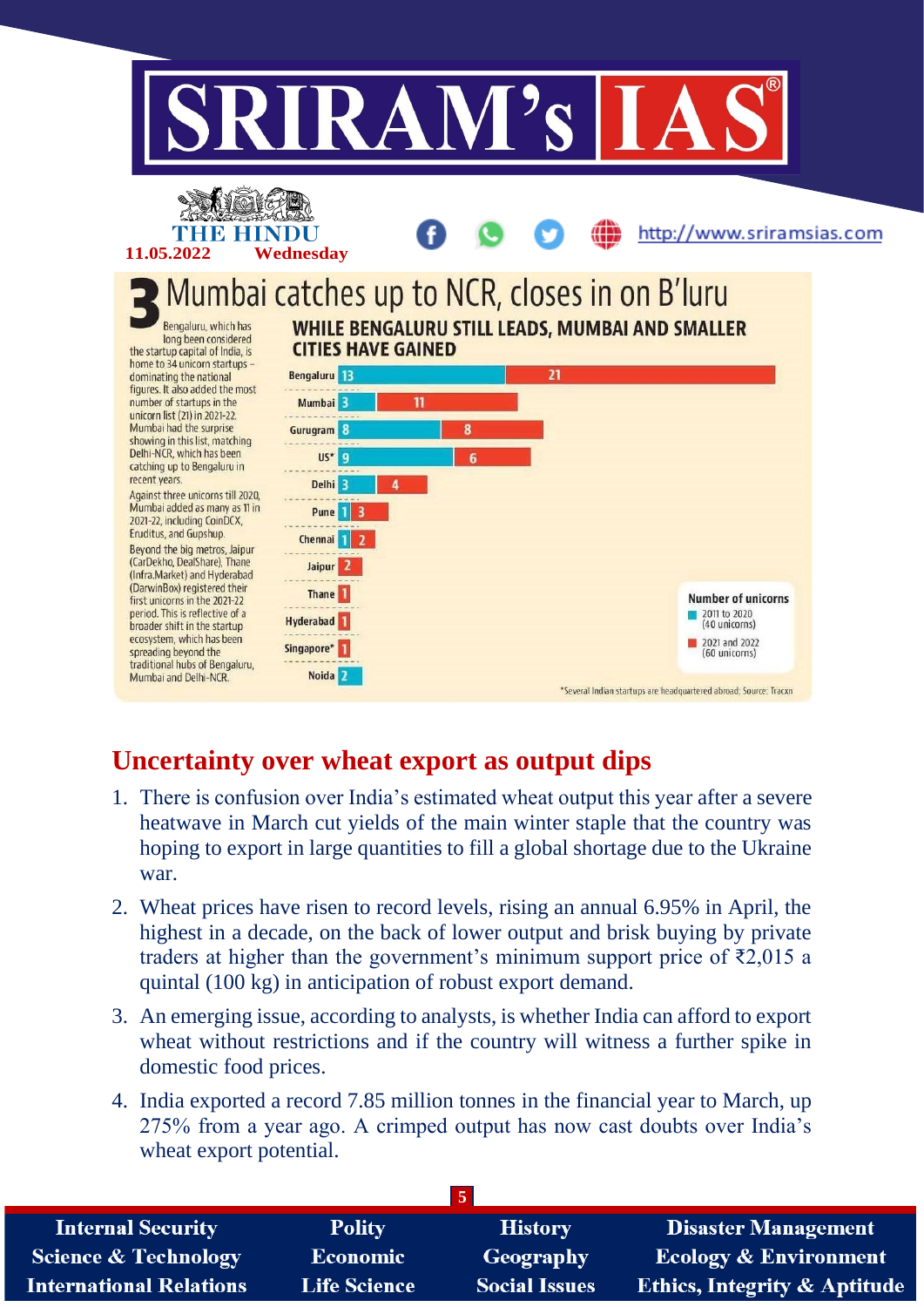# 3 Mumbai catches up to NCR, closes in on B'luru

Bengaluru, which has long been considered the startup capital of India, is home to 34 unicorn startups – dominating the national figures. It also added the most number of startups in the unicorn list (21) in 2021-22. Mumbai had the surprise showing in this list, matching Delhi-NCR, which has been catching up to Bengaluru in recent years.

Against three unicorns till 2020, Mumbai added as many as 11 in 2021-22, including CoinDCX, Eruditus, and Gupshup.

Beyond the big metros, Jaipur (CarDekho, DealShare), Thane (Infra.Market) and Hyderabad (DarwinBox) registered their first unicorns in the 2021-22 period. This is reflective of a broader shift in the startup ecosystem, which has been spreading beyond the traditional hubs of Bengaluru, Mumbai and Delhi-NCR.

**WHILE BENGALURU STILL LEADS, MUMBAI AND SMALLER CITIES HAVE GAINED**

| City | 2011 to 2020 (40 unicorns) | 2021 and 2022 (60 unicorns) |
|---|---|---|
| Bengaluru | 13 | 21 |
| Mumbai | 3 | 11 |
| Gurugram | 8 | 8 |
| US* | 9 | 6 |
| Delhi | 3 | 4 |
| Pune | 1 | 3 |
| Chennai | 1 | 2 |
| Jaipur | | 2 |
| Thane | | 1 |
| Hyderabad | | 1 |
| Singapore* | | 1 |
| Noida | 2 | |

*Several Indian startups are headquartered abroad; Source: Tracxn

## Uncertainty over wheat export as output dips

1. There is confusion over India's estimated wheat output this year after a severe heatwave in March cut yields of the main winter staple that the country was hoping to export in large quantities to fill a global shortage due to the Ukraine war.
2. Wheat prices have risen to record levels, rising an annual 6.95% in April, the highest in a decade, on the back of lower output and brisk buying by private traders at higher than the government's minimum support price of ₹2,015 a quintal (100 kg) in anticipation of robust export demand.
3. An emerging issue, according to analysts, is whether India can afford to export wheat without restrictions and if the country will witness a further spike in domestic food prices.
4. India exported a record 7.85 million tonnes in the financial year to March, up 275% from a year ago. A crimped output has now cast doubts over India's wheat export potential.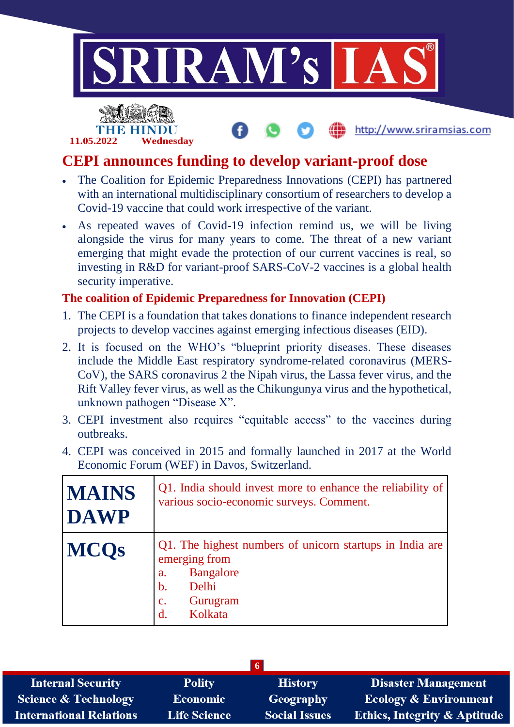THE HINDU

11.05.2022 Wednesday

# CEPI announces funding to develop variant-proof dose

- The Coalition for Epidemic Preparedness Innovations (CEPI) has partnered with an international multidisciplinary consortium of researchers to develop a Covid-19 vaccine that could work irrespective of the variant.
- As repeated waves of Covid-19 infection remind us, we will be living alongside the virus for many years to come. The threat of a new variant emerging that might evade the protection of our current vaccines is real, so investing in R&D for variant-proof SARS-CoV-2 vaccines is a global health security imperative.

## The coalition of Epidemic Preparedness for Innovation (CEPI)

1. The CEPI is a foundation that takes donations to finance independent research projects to develop vaccines against emerging infectious diseases (EID).
2. It is focused on the WHO's "blueprint priority diseases. These diseases include the Middle East respiratory syndrome-related coronavirus (MERS-CoV), the SARS coronavirus 2 the Nipah virus, the Lassa fever virus, and the Rift Valley fever virus, as well as the Chikungunya virus and the hypothetical, unknown pathogen "Disease X".
3. CEPI investment also requires "equitable access" to the vaccines during outbreaks.
4. CEPI was conceived in 2015 and formally launched in 2017 at the World Economic Forum (WEF) in Davos, Switzerland.

| | |
|---|---|
| **MAINS DAWP** | Q1. India should invest more to enhance the reliability of various socio-economic surveys. Comment. |
| **MCQs** | Q1. The highest numbers of unicorn startups in India are emerging from<br>a. Bangalore<br>b. Delhi<br>c. Gurugram<br>d. Kolkata |